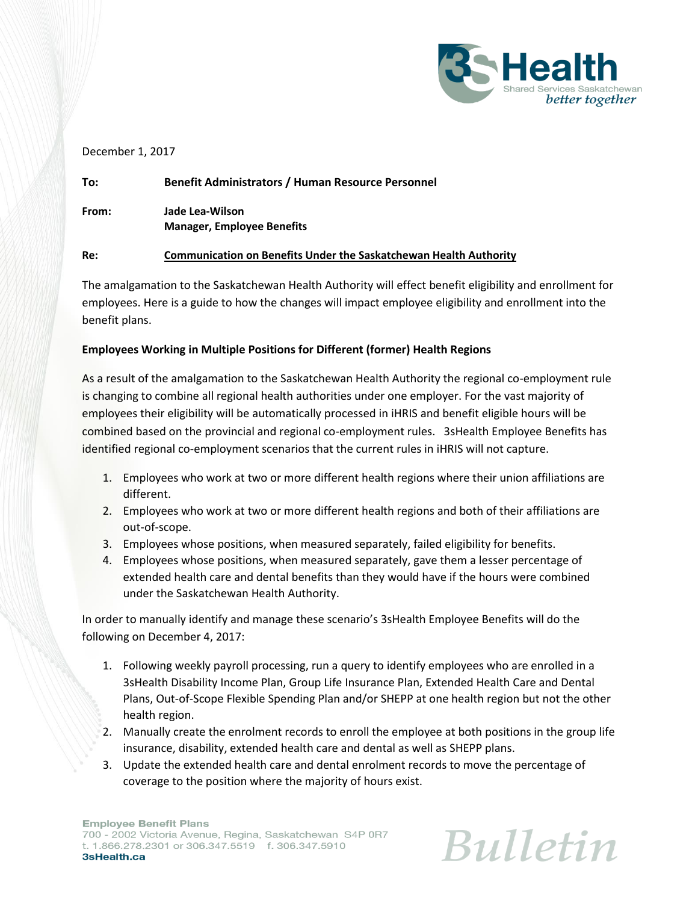December 1, 2017

**To:** **Benefit Administrators / Human Resource Personnel**

**From:** **Jade Lea-Wilson**
**Manager, Employee Benefits**

**Re:** **Communication on Benefits Under the Saskatchewan Health Authority**

The amalgamation to the Saskatchewan Health Authority will effect benefit eligibility and enrollment for employees. Here is a guide to how the changes will impact employee eligibility and enrollment into the benefit plans.

**Employees Working in Multiple Positions for Different (former) Health Regions**

As a result of the amalgamation to the Saskatchewan Health Authority the regional co-employment rule is changing to combine all regional health authorities under one employer. For the vast majority of employees their eligibility will be automatically processed in iHRIS and benefit eligible hours will be combined based on the provincial and regional co-employment rules. 3sHealth Employee Benefits has identified regional co-employment scenarios that the current rules in iHRIS will not capture.

1. Employees who work at two or more different health regions where their union affiliations are different.
2. Employees who work at two or more different health regions and both of their affiliations are out-of-scope.
3. Employees whose positions, when measured separately, failed eligibility for benefits.
4. Employees whose positions, when measured separately, gave them a lesser percentage of extended health care and dental benefits than they would have if the hours were combined under the Saskatchewan Health Authority.

In order to manually identify and manage these scenario's 3sHealth Employee Benefits will do the following on December 4, 2017:

1. Following weekly payroll processing, run a query to identify employees who are enrolled in a 3sHealth Disability Income Plan, Group Life Insurance Plan, Extended Health Care and Dental Plans, Out-of-Scope Flexible Spending Plan and/or SHEPP at one health region but not the other health region.
2. Manually create the enrolment records to enroll the employee at both positions in the group life insurance, disability, extended health care and dental as well as SHEPP plans.
3. Update the extended health care and dental enrolment records to move the percentage of coverage to the position where the majority of hours exist.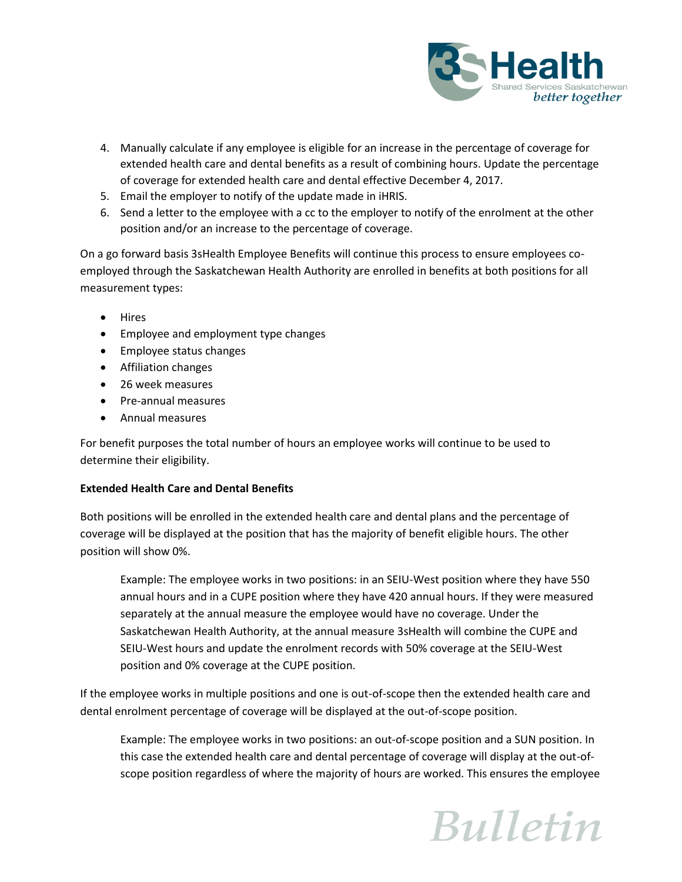4. Manually calculate if any employee is eligible for an increase in the percentage of coverage for extended health care and dental benefits as a result of combining hours. Update the percentage of coverage for extended health care and dental effective December 4, 2017.
5. Email the employer to notify of the update made in iHRIS.
6. Send a letter to the employee with a cc to the employer to notify of the enrolment at the other position and/or an increase to the percentage of coverage.

On a go forward basis 3sHealth Employee Benefits will continue this process to ensure employees co-employed through the Saskatchewan Health Authority are enrolled in benefits at both positions for all measurement types:

- Hires
- Employee and employment type changes
- Employee status changes
- Affiliation changes
- 26 week measures
- Pre-annual measures
- Annual measures

For benefit purposes the total number of hours an employee works will continue to be used to determine their eligibility.

**Extended Health Care and Dental Benefits**

Both positions will be enrolled in the extended health care and dental plans and the percentage of coverage will be displayed at the position that has the majority of benefit eligible hours. The other position will show 0%.

> Example: The employee works in two positions: in an SEIU-West position where they have 550 annual hours and in a CUPE position where they have 420 annual hours. If they were measured separately at the annual measure the employee would have no coverage. Under the Saskatchewan Health Authority, at the annual measure 3sHealth will combine the CUPE and SEIU-West hours and update the enrolment records with 50% coverage at the SEIU-West position and 0% coverage at the CUPE position.

If the employee works in multiple positions and one is out-of-scope then the extended health care and dental enrolment percentage of coverage will be displayed at the out-of-scope position.

> Example: The employee works in two positions: an out-of-scope position and a SUN position. In this case the extended health care and dental percentage of coverage will display at the out-of-scope position regardless of where the majority of hours are worked. This ensures the employee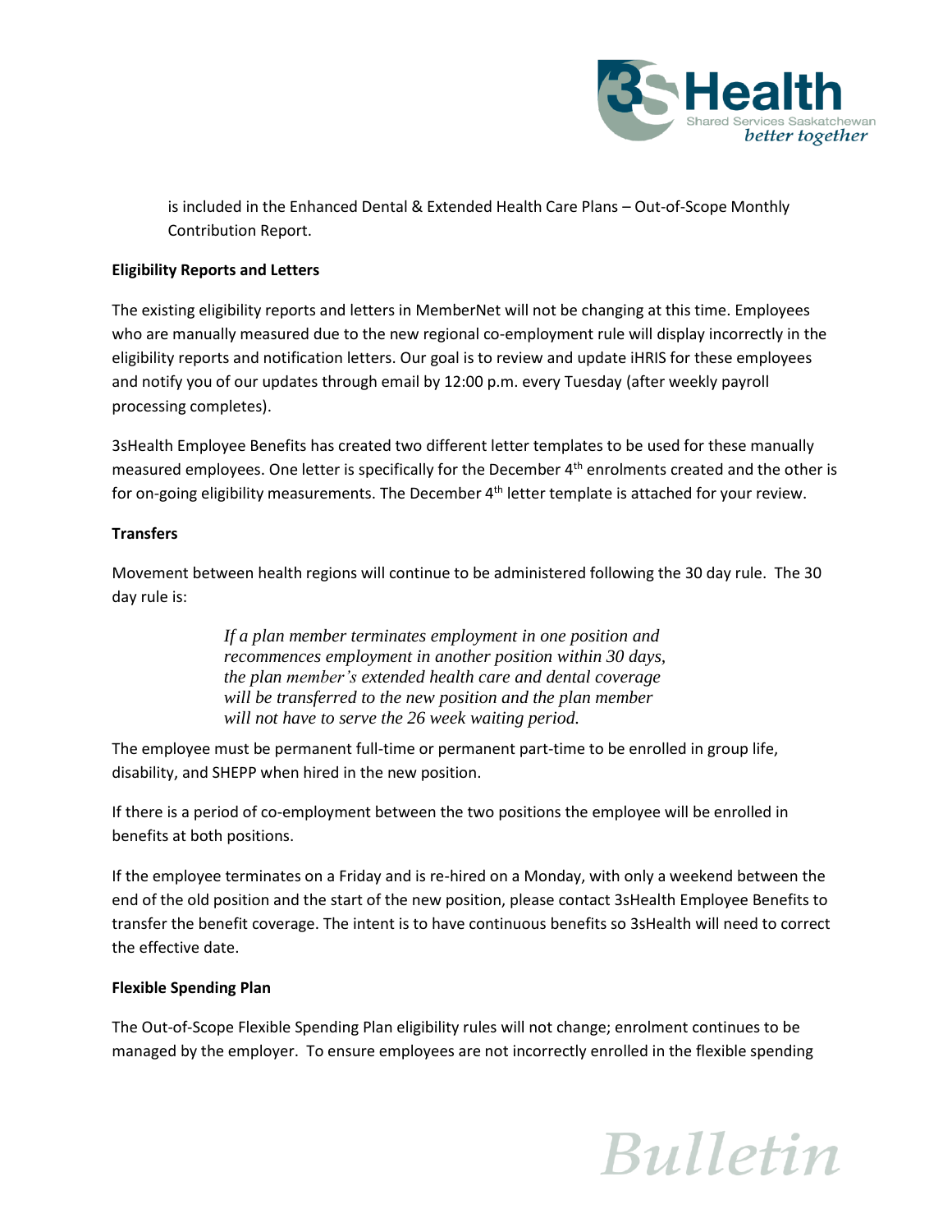is included in the Enhanced Dental & Extended Health Care Plans – Out-of-Scope Monthly Contribution Report.

**Eligibility Reports and Letters**

The existing eligibility reports and letters in MemberNet will not be changing at this time. Employees who are manually measured due to the new regional co-employment rule will display incorrectly in the eligibility reports and notification letters. Our goal is to review and update iHRIS for these employees and notify you of our updates through email by 12:00 p.m. every Tuesday (after weekly payroll processing completes).

3sHealth Employee Benefits has created two different letter templates to be used for these manually measured employees. One letter is specifically for the December 4th enrolments created and the other is for on-going eligibility measurements. The December 4th letter template is attached for your review.

**Transfers**

Movement between health regions will continue to be administered following the 30 day rule. The 30 day rule is:

> *If a plan member terminates employment in one position and recommences employment in another position within 30 days, the plan member's extended health care and dental coverage will be transferred to the new position and the plan member will not have to serve the 26 week waiting period.*

The employee must be permanent full-time or permanent part-time to be enrolled in group life, disability, and SHEPP when hired in the new position.

If there is a period of co-employment between the two positions the employee will be enrolled in benefits at both positions.

If the employee terminates on a Friday and is re-hired on a Monday, with only a weekend between the end of the old position and the start of the new position, please contact 3sHealth Employee Benefits to transfer the benefit coverage. The intent is to have continuous benefits so 3sHealth will need to correct the effective date.

**Flexible Spending Plan**

The Out-of-Scope Flexible Spending Plan eligibility rules will not change; enrolment continues to be managed by the employer. To ensure employees are not incorrectly enrolled in the flexible spending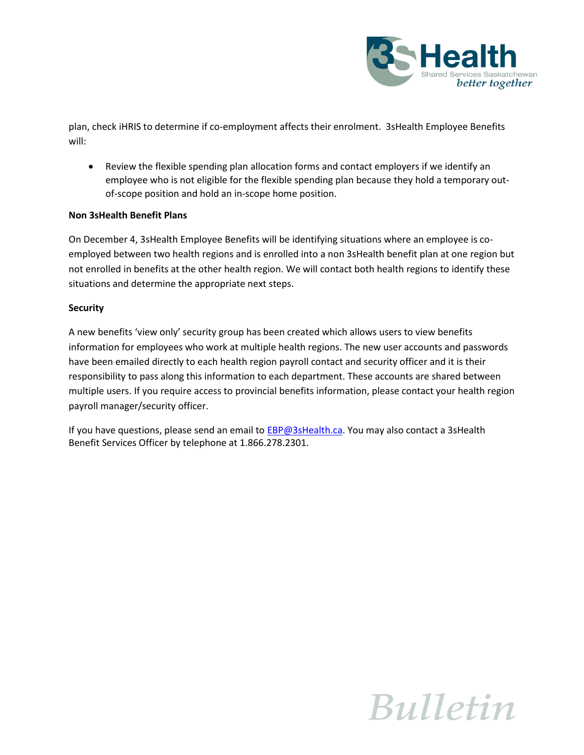plan, check iHRIS to determine if co-employment affects their enrolment. 3sHealth Employee Benefits will:

- Review the flexible spending plan allocation forms and contact employers if we identify an employee who is not eligible for the flexible spending plan because they hold a temporary out-of-scope position and hold an in-scope home position.

**Non 3sHealth Benefit Plans**

On December 4, 3sHealth Employee Benefits will be identifying situations where an employee is co-employed between two health regions and is enrolled into a non 3sHealth benefit plan at one region but not enrolled in benefits at the other health region. We will contact both health regions to identify these situations and determine the appropriate next steps.

**Security**

A new benefits 'view only' security group has been created which allows users to view benefits information for employees who work at multiple health regions. The new user accounts and passwords have been emailed directly to each health region payroll contact and security officer and it is their responsibility to pass along this information to each department. These accounts are shared between multiple users. If you require access to provincial benefits information, please contact your health region payroll manager/security officer.

If you have questions, please send an email to EBP@3sHealth.ca. You may also contact a 3sHealth Benefit Services Officer by telephone at 1.866.278.2301.